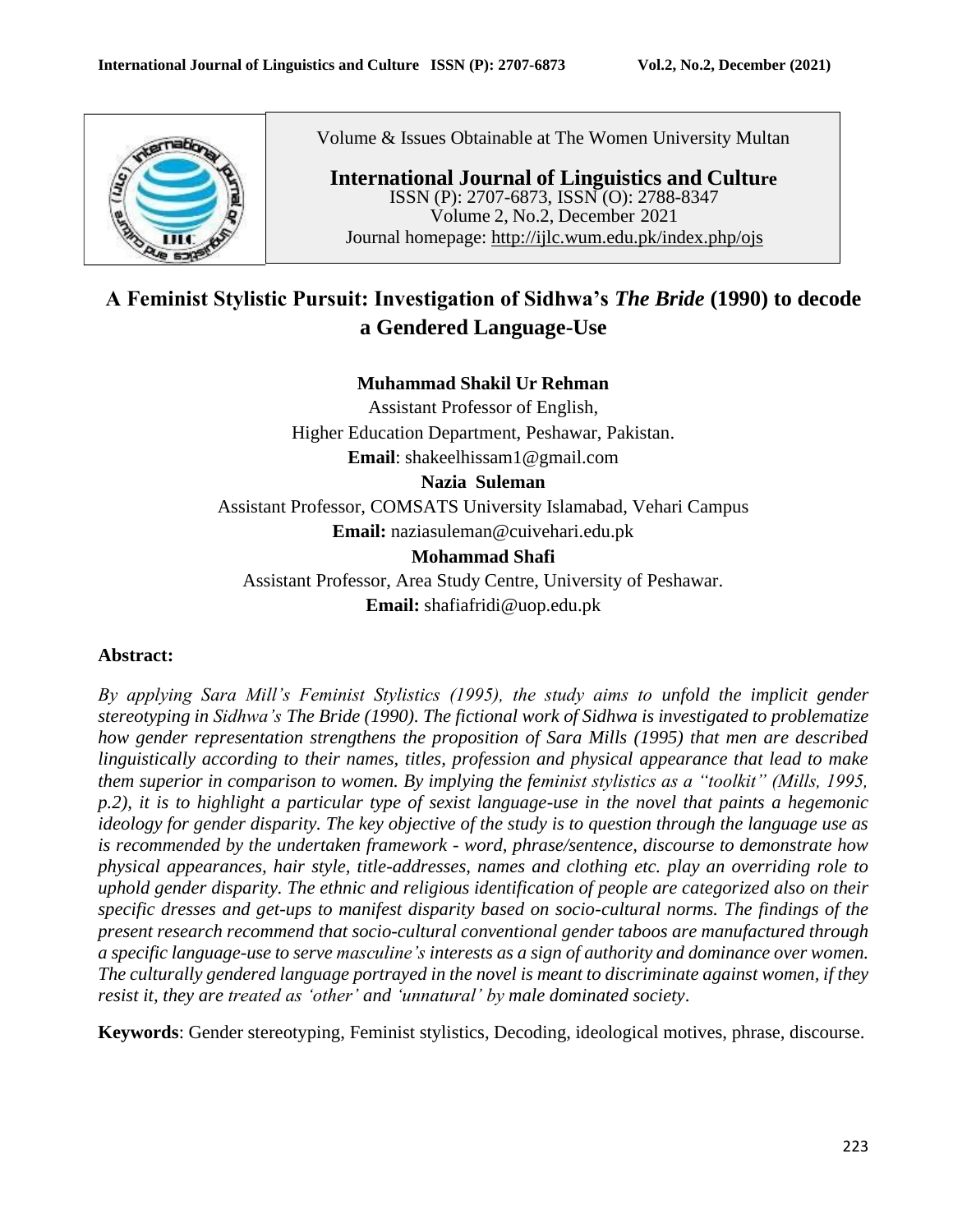Volume & Issues Obtainable at The Women University Multan

**International Journal of Linguistics and Culture**
ISSN (P): 2707-6873, ISSN (O): 2788-8347
Volume 2, No.2, December 2021
Journal homepage: http://ijlc.wum.edu.pk/index.php/ojs

# A Feminist Stylistic Pursuit: Investigation of Sidhwa's *The Bride* (1990) to decode a Gendered Language-Use

**Muhammad Shakil Ur Rehman**
Assistant Professor of English,
Higher Education Department, Peshawar, Pakistan.
**Email**: shakeelhissam1@gmail.com

**Nazia Suleman**
Assistant Professor, COMSATS University Islamabad, Vehari Campus
**Email:** naziasuleman@cuivehari.edu.pk

**Mohammad Shafi**
Assistant Professor, Area Study Centre, University of Peshawar.
**Email:** shafiafridi@uop.edu.pk

## Abstract:

*By applying Sara Mill's Feminist Stylistics (1995), the study aims to unfold the implicit gender stereotyping in Sidhwa's The Bride (1990). The fictional work of Sidhwa is investigated to problematize how gender representation strengthens the proposition of Sara Mills (1995) that men are described linguistically according to their names, titles, profession and physical appearance that lead to make them superior in comparison to women. By implying the feminist stylistics as a "toolkit" (Mills, 1995, p.2), it is to highlight a particular type of sexist language-use in the novel that paints a hegemonic ideology for gender disparity. The key objective of the study is to question through the language use as is recommended by the undertaken framework - word, phrase/sentence, discourse to demonstrate how physical appearances, hair style, title-addresses, names and clothing etc. play an overriding role to uphold gender disparity. The ethnic and religious identification of people are categorized also on their specific dresses and get-ups to manifest disparity based on socio-cultural norms. The findings of the present research recommend that socio-cultural conventional gender taboos are manufactured through a specific language-use to serve masculine's interests as a sign of authority and dominance over women. The culturally gendered language portrayed in the novel is meant to discriminate against women, if they resist it, they are treated as 'other' and 'unnatural' by male dominated society.*

**Keywords**: Gender stereotyping, Feminist stylistics, Decoding, ideological motives, phrase, discourse.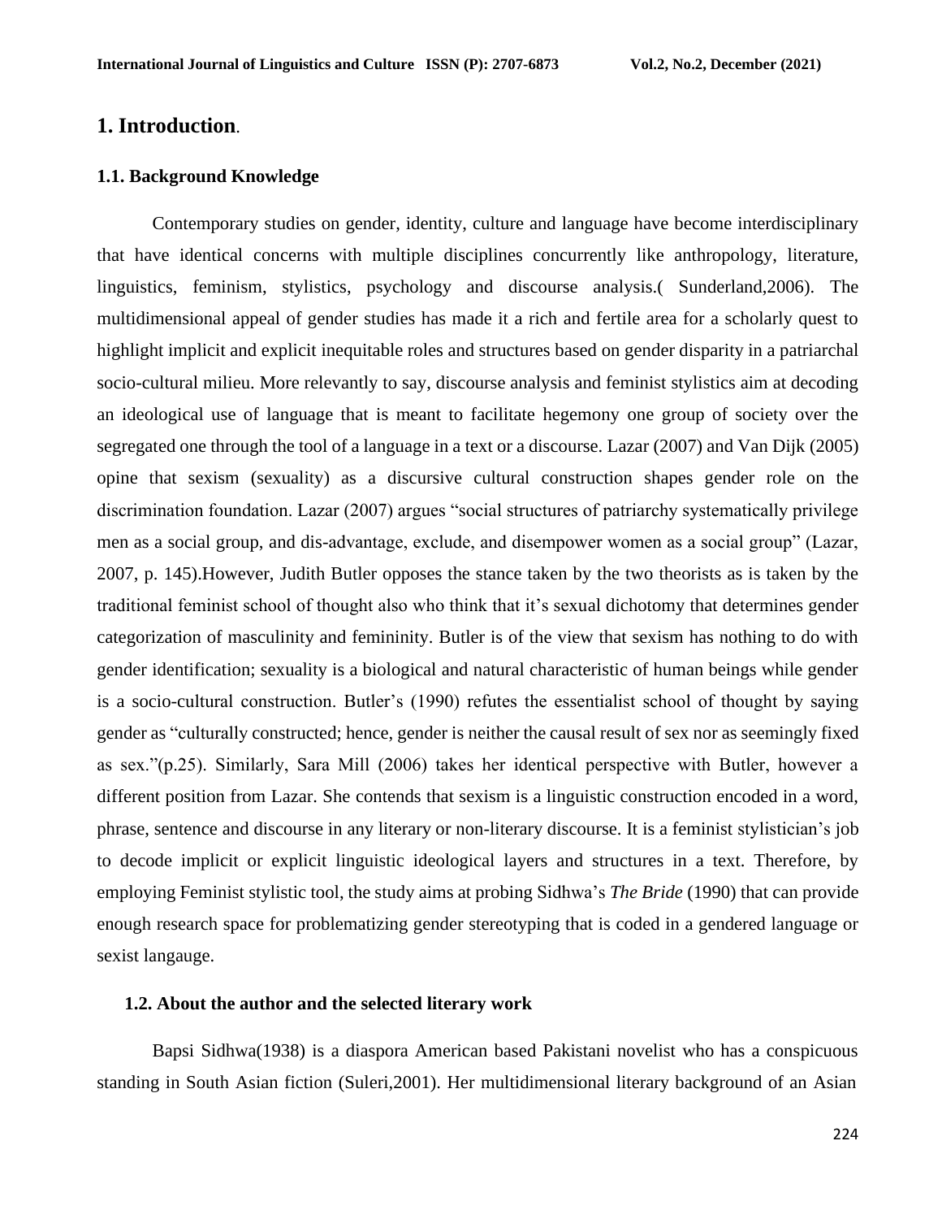## 1. Introduction.

### 1.1. Background Knowledge

Contemporary studies on gender, identity, culture and language have become interdisciplinary that have identical concerns with multiple disciplines concurrently like anthropology, literature, linguistics, feminism, stylistics, psychology and discourse analysis.( Sunderland,2006). The multidimensional appeal of gender studies has made it a rich and fertile area for a scholarly quest to highlight implicit and explicit inequitable roles and structures based on gender disparity in a patriarchal socio-cultural milieu. More relevantly to say, discourse analysis and feminist stylistics aim at decoding an ideological use of language that is meant to facilitate hegemony one group of society over the segregated one through the tool of a language in a text or a discourse. Lazar (2007) and Van Dijk (2005) opine that sexism (sexuality) as a discursive cultural construction shapes gender role on the discrimination foundation. Lazar (2007) argues "social structures of patriarchy systematically privilege men as a social group, and dis-advantage, exclude, and disempower women as a social group" (Lazar, 2007, p. 145).However, Judith Butler opposes the stance taken by the two theorists as is taken by the traditional feminist school of thought also who think that it's sexual dichotomy that determines gender categorization of masculinity and femininity. Butler is of the view that sexism has nothing to do with gender identification; sexuality is a biological and natural characteristic of human beings while gender is a socio-cultural construction. Butler's (1990) refutes the essentialist school of thought by saying gender as "culturally constructed; hence, gender is neither the causal result of sex nor as seemingly fixed as sex."(p.25). Similarly, Sara Mill (2006) takes her identical perspective with Butler, however a different position from Lazar. She contends that sexism is a linguistic construction encoded in a word, phrase, sentence and discourse in any literary or non-literary discourse. It is a feminist stylistician's job to decode implicit or explicit linguistic ideological layers and structures in a text. Therefore, by employing Feminist stylistic tool, the study aims at probing Sidhwa's *The Bride* (1990) that can provide enough research space for problematizing gender stereotyping that is coded in a gendered language or sexist langauge.

### 1.2. About the author and the selected literary work

Bapsi Sidhwa(1938) is a diaspora American based Pakistani novelist who has a conspicuous standing in South Asian fiction (Suleri,2001). Her multidimensional literary background of an Asian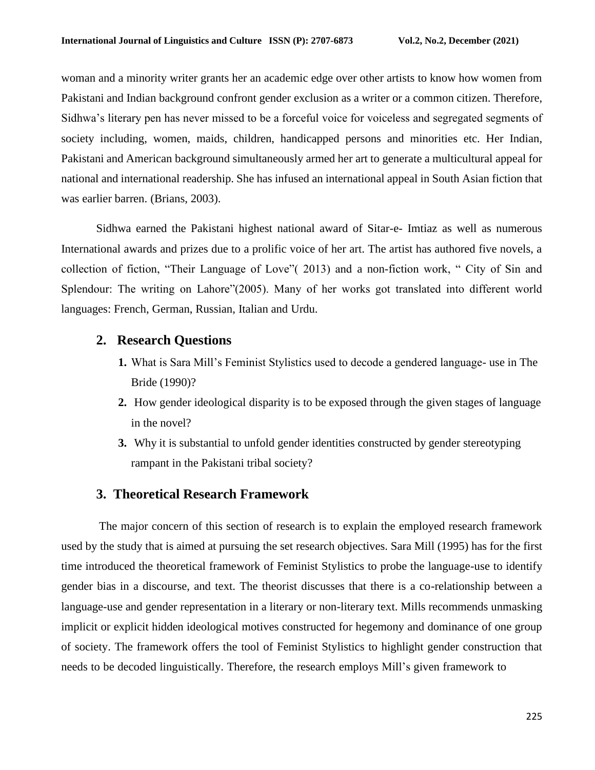woman and a minority writer grants her an academic edge over other artists to know how women from Pakistani and Indian background confront gender exclusion as a writer or a common citizen. Therefore, Sidhwa's literary pen has never missed to be a forceful voice for voiceless and segregated segments of society including, women, maids, children, handicapped persons and minorities etc. Her Indian, Pakistani and American background simultaneously armed her art to generate a multicultural appeal for national and international readership. She has infused an international appeal in South Asian fiction that was earlier barren. (Brians, 2003).

Sidhwa earned the Pakistani highest national award of Sitar-e- Imtiaz as well as numerous International awards and prizes due to a prolific voice of her art. The artist has authored five novels, a collection of fiction, "Their Language of Love"( 2013) and a non-fiction work, " City of Sin and Splendour: The writing on Lahore"(2005). Many of her works got translated into different world languages: French, German, Russian, Italian and Urdu.

## 2. Research Questions

1. What is Sara Mill's Feminist Stylistics used to decode a gendered language- use in The Bride (1990)?
2. How gender ideological disparity is to be exposed through the given stages of language in the novel?
3. Why it is substantial to unfold gender identities constructed by gender stereotyping rampant in the Pakistani tribal society?

## 3. Theoretical Research Framework

The major concern of this section of research is to explain the employed research framework used by the study that is aimed at pursuing the set research objectives. Sara Mill (1995) has for the first time introduced the theoretical framework of Feminist Stylistics to probe the language-use to identify gender bias in a discourse, and text. The theorist discusses that there is a co-relationship between a language-use and gender representation in a literary or non-literary text. Mills recommends unmasking implicit or explicit hidden ideological motives constructed for hegemony and dominance of one group of society. The framework offers the tool of Feminist Stylistics to highlight gender construction that needs to be decoded linguistically. Therefore, the research employs Mill's given framework to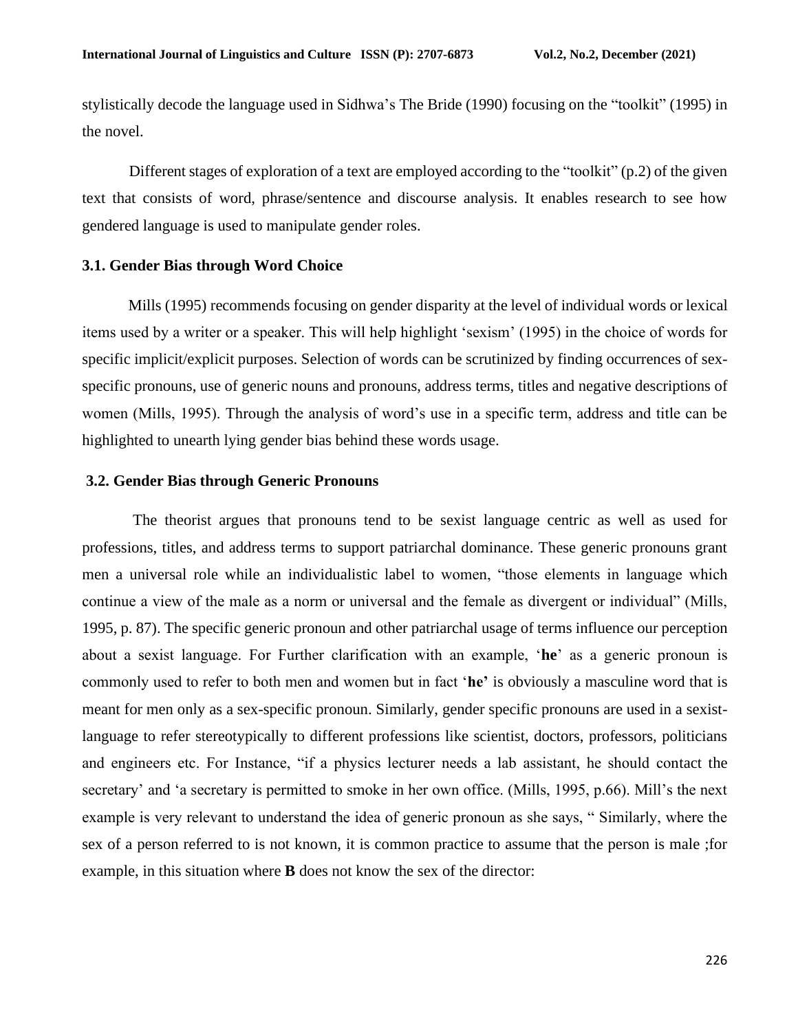stylistically decode the language used in Sidhwa's The Bride (1990) focusing on the "toolkit" (1995) in the novel.

Different stages of exploration of a text are employed according to the "toolkit" (p.2) of the given text that consists of word, phrase/sentence and discourse analysis. It enables research to see how gendered language is used to manipulate gender roles.

### 3.1. Gender Bias through Word Choice

Mills (1995) recommends focusing on gender disparity at the level of individual words or lexical items used by a writer or a speaker. This will help highlight 'sexism' (1995) in the choice of words for specific implicit/explicit purposes. Selection of words can be scrutinized by finding occurrences of sex-specific pronouns, use of generic nouns and pronouns, address terms, titles and negative descriptions of women (Mills, 1995). Through the analysis of word's use in a specific term, address and title can be highlighted to unearth lying gender bias behind these words usage.

### 3.2. Gender Bias through Generic Pronouns

The theorist argues that pronouns tend to be sexist language centric as well as used for professions, titles, and address terms to support patriarchal dominance. These generic pronouns grant men a universal role while an individualistic label to women, "those elements in language which continue a view of the male as a norm or universal and the female as divergent or individual" (Mills, 1995, p. 87). The specific generic pronoun and other patriarchal usage of terms influence our perception about a sexist language. For Further clarification with an example, '**he**' as a generic pronoun is commonly used to refer to both men and women but in fact '**he'** is obviously a masculine word that is meant for men only as a sex-specific pronoun. Similarly, gender specific pronouns are used in a sexist-language to refer stereotypically to different professions like scientist, doctors, professors, politicians and engineers etc. For Instance, "if a physics lecturer needs a lab assistant, he should contact the secretary' and 'a secretary is permitted to smoke in her own office. (Mills, 1995, p.66). Mill's the next example is very relevant to understand the idea of generic pronoun as she says, " Similarly, where the sex of a person referred to is not known, it is common practice to assume that the person is male ;for example, in this situation where **B** does not know the sex of the director: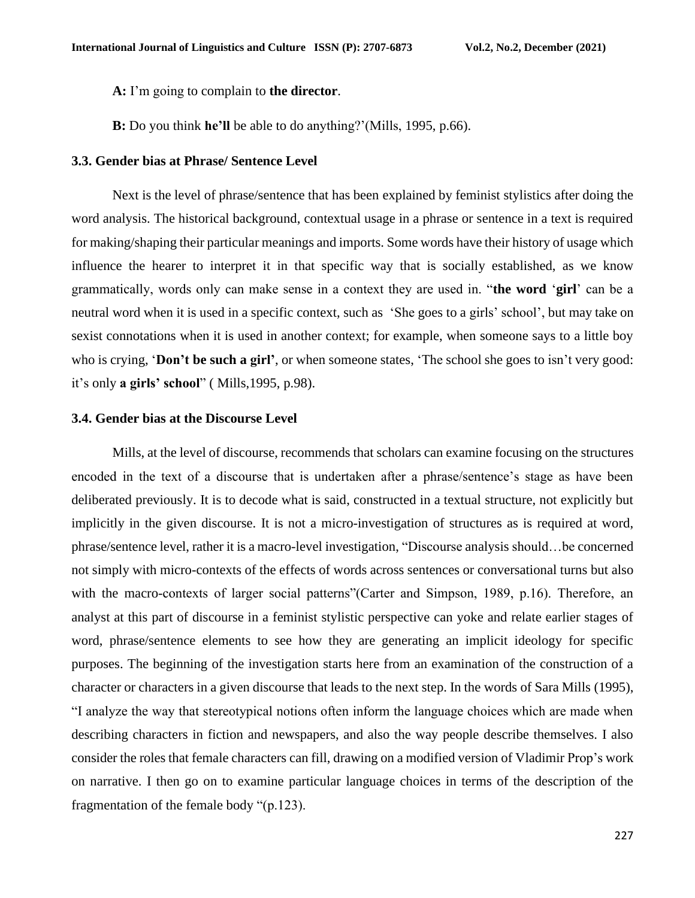**A:** I'm going to complain to **the director**.

**B:** Do you think **he'll** be able to do anything?'(Mills, 1995, p.66).

### 3.3. Gender bias at Phrase/ Sentence Level

Next is the level of phrase/sentence that has been explained by feminist stylistics after doing the word analysis. The historical background, contextual usage in a phrase or sentence in a text is required for making/shaping their particular meanings and imports. Some words have their history of usage which influence the hearer to interpret it in that specific way that is socially established, as we know grammatically, words only can make sense in a context they are used in. "**the word** '**girl**' can be a neutral word when it is used in a specific context, such as 'She goes to a girls' school', but may take on sexist connotations when it is used in another context; for example, when someone says to a little boy who is crying, '**Don't be such a girl'**, or when someone states, 'The school she goes to isn't very good: it's only **a girls' school**" ( Mills,1995, p.98).

### 3.4. Gender bias at the Discourse Level

Mills, at the level of discourse, recommends that scholars can examine focusing on the structures encoded in the text of a discourse that is undertaken after a phrase/sentence's stage as have been deliberated previously. It is to decode what is said, constructed in a textual structure, not explicitly but implicitly in the given discourse. It is not a micro-investigation of structures as is required at word, phrase/sentence level, rather it is a macro-level investigation, "Discourse analysis should…be concerned not simply with micro-contexts of the effects of words across sentences or conversational turns but also with the macro-contexts of larger social patterns"(Carter and Simpson, 1989, p.16). Therefore, an analyst at this part of discourse in a feminist stylistic perspective can yoke and relate earlier stages of word, phrase/sentence elements to see how they are generating an implicit ideology for specific purposes. The beginning of the investigation starts here from an examination of the construction of a character or characters in a given discourse that leads to the next step. In the words of Sara Mills (1995), "I analyze the way that stereotypical notions often inform the language choices which are made when describing characters in fiction and newspapers, and also the way people describe themselves. I also consider the roles that female characters can fill, drawing on a modified version of Vladimir Prop's work on narrative. I then go on to examine particular language choices in terms of the description of the fragmentation of the female body "(p.123).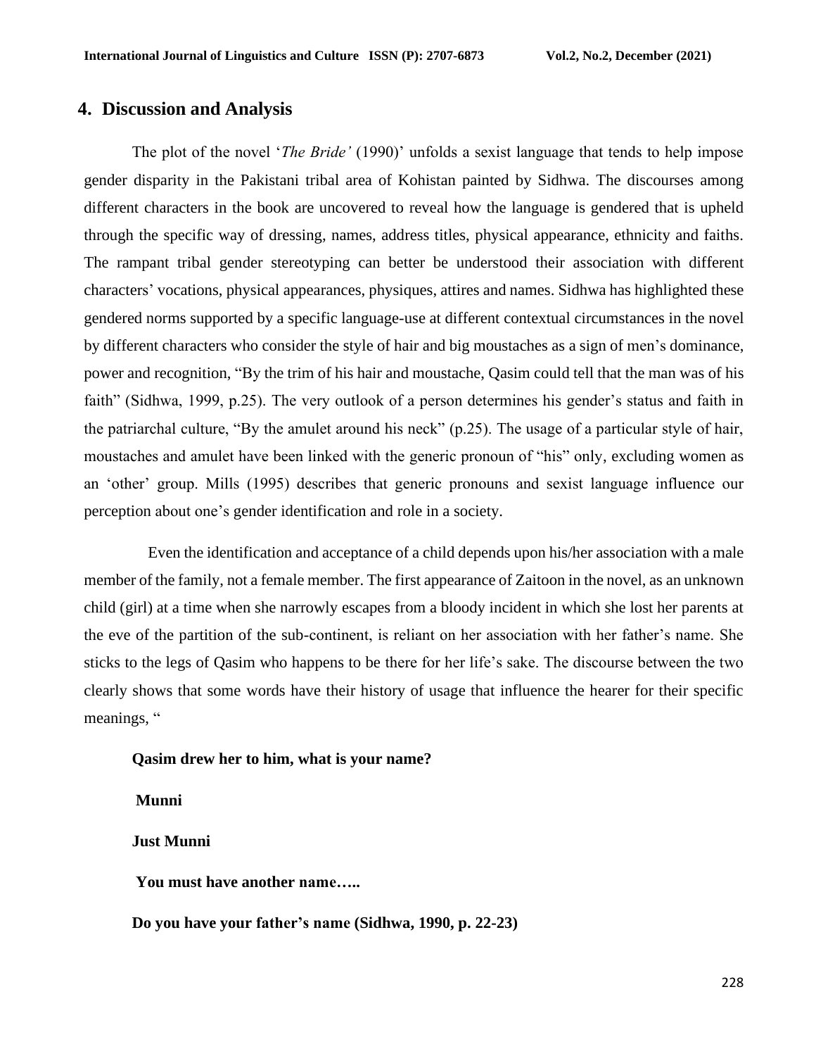## 4. Discussion and Analysis

The plot of the novel '*The Bride'* (1990)' unfolds a sexist language that tends to help impose gender disparity in the Pakistani tribal area of Kohistan painted by Sidhwa. The discourses among different characters in the book are uncovered to reveal how the language is gendered that is upheld through the specific way of dressing, names, address titles, physical appearance, ethnicity and faiths. The rampant tribal gender stereotyping can better be understood their association with different characters' vocations, physical appearances, physiques, attires and names. Sidhwa has highlighted these gendered norms supported by a specific language-use at different contextual circumstances in the novel by different characters who consider the style of hair and big moustaches as a sign of men's dominance, power and recognition, "By the trim of his hair and moustache, Qasim could tell that the man was of his faith" (Sidhwa, 1999, p.25). The very outlook of a person determines his gender's status and faith in the patriarchal culture, "By the amulet around his neck" (p.25). The usage of a particular style of hair, moustaches and amulet have been linked with the generic pronoun of "his" only, excluding women as an 'other' group. Mills (1995) describes that generic pronouns and sexist language influence our perception about one's gender identification and role in a society.

Even the identification and acceptance of a child depends upon his/her association with a male member of the family, not a female member. The first appearance of Zaitoon in the novel, as an unknown child (girl) at a time when she narrowly escapes from a bloody incident in which she lost her parents at the eve of the partition of the sub-continent, is reliant on her association with her father's name. She sticks to the legs of Qasim who happens to be there for her life's sake. The discourse between the two clearly shows that some words have their history of usage that influence the hearer for their specific meanings, "

**Qasim drew her to him, what is your name?**

**Munni**

**Just Munni**

**You must have another name…..**

**Do you have your father's name (Sidhwa, 1990, p. 22-23)**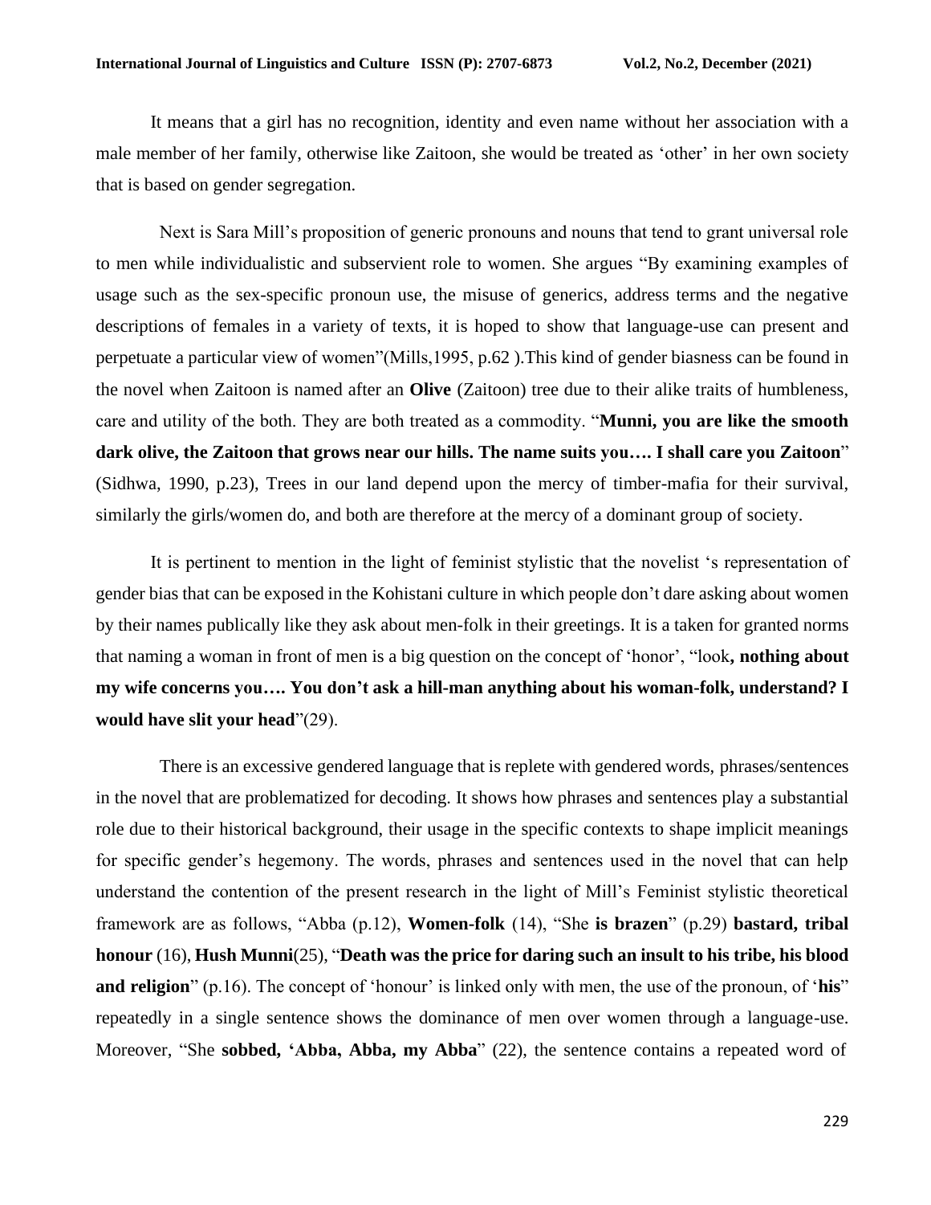It means that a girl has no recognition, identity and even name without her association with a male member of her family, otherwise like Zaitoon, she would be treated as 'other' in her own society that is based on gender segregation.

Next is Sara Mill's proposition of generic pronouns and nouns that tend to grant universal role to men while individualistic and subservient role to women. She argues "By examining examples of usage such as the sex-specific pronoun use, the misuse of generics, address terms and the negative descriptions of females in a variety of texts, it is hoped to show that language-use can present and perpetuate a particular view of women"(Mills,1995, p.62 ).This kind of gender biasness can be found in the novel when Zaitoon is named after an **Olive** (Zaitoon) tree due to their alike traits of humbleness, care and utility of the both. They are both treated as a commodity. "**Munni, you are like the smooth dark olive, the Zaitoon that grows near our hills. The name suits you…. I shall care you Zaitoon**" (Sidhwa, 1990, p.23), Trees in our land depend upon the mercy of timber-mafia for their survival, similarly the girls/women do, and both are therefore at the mercy of a dominant group of society.

It is pertinent to mention in the light of feminist stylistic that the novelist 's representation of gender bias that can be exposed in the Kohistani culture in which people don't dare asking about women by their names publically like they ask about men-folk in their greetings. It is a taken for granted norms that naming a woman in front of men is a big question on the concept of 'honor', "look**, nothing about my wife concerns you…. You don't ask a hill-man anything about his woman-folk, understand? I would have slit your head**"(29).

There is an excessive gendered language that is replete with gendered words, phrases/sentences in the novel that are problematized for decoding. It shows how phrases and sentences play a substantial role due to their historical background, their usage in the specific contexts to shape implicit meanings for specific gender's hegemony. The words, phrases and sentences used in the novel that can help understand the contention of the present research in the light of Mill's Feminist stylistic theoretical framework are as follows, "Abba (p.12), **Women-folk** (14), "She **is brazen**" (p.29) **bastard, tribal honour** (16), **Hush Munni**(25), "**Death was the price for daring such an insult to his tribe, his blood and religion**" (p.16). The concept of 'honour' is linked only with men, the use of the pronoun, of '**his**" repeatedly in a single sentence shows the dominance of men over women through a language-use. Moreover, "She **sobbed, 'Abba, Abba, my Abba**" (22), the sentence contains a repeated word of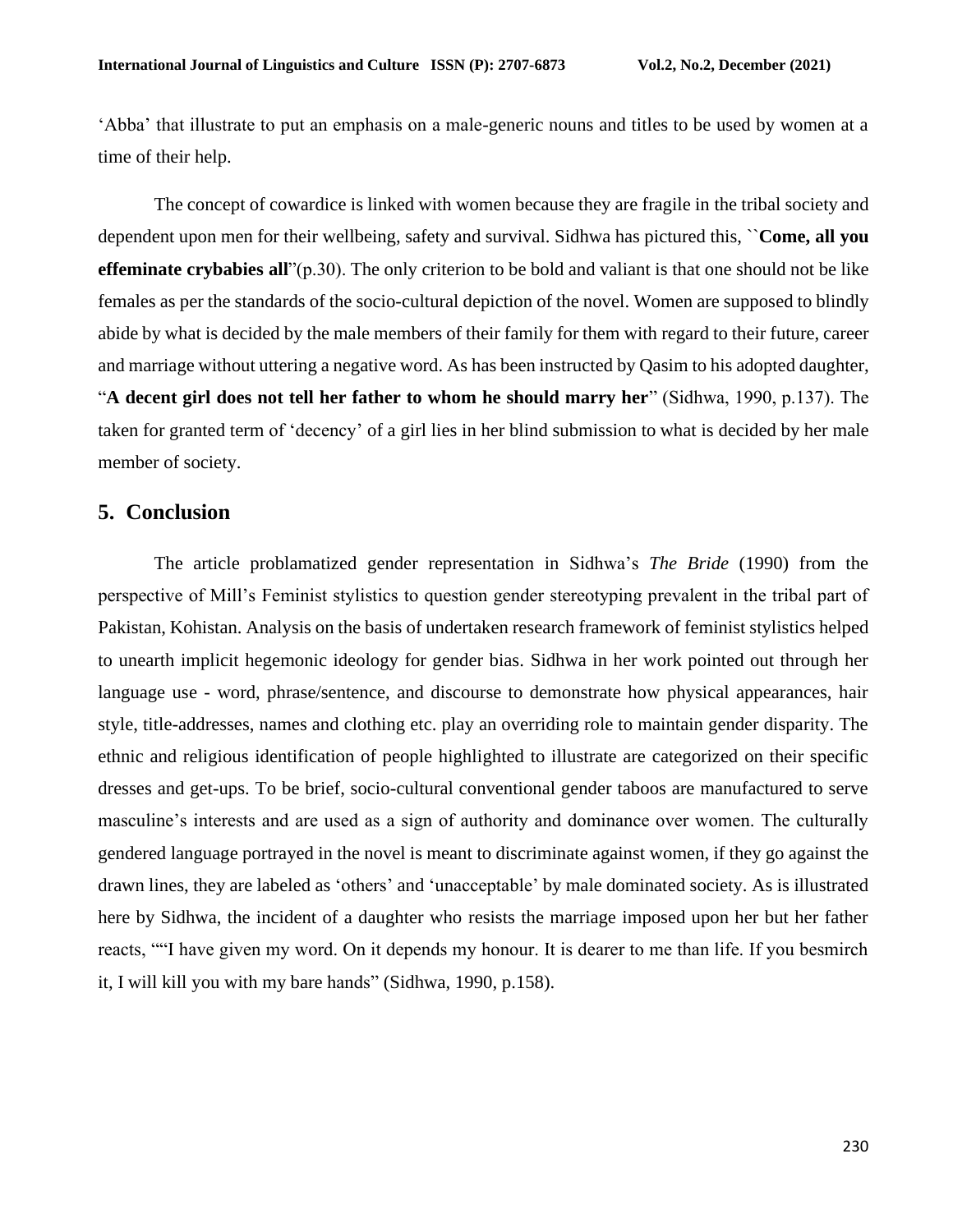'Abba' that illustrate to put an emphasis on a male-generic nouns and titles to be used by women at a time of their help.

The concept of cowardice is linked with women because they are fragile in the tribal society and dependent upon men for their wellbeing, safety and survival. Sidhwa has pictured this, ``**Come, all you effeminate crybabies all**"(p.30). The only criterion to be bold and valiant is that one should not be like females as per the standards of the socio-cultural depiction of the novel. Women are supposed to blindly abide by what is decided by the male members of their family for them with regard to their future, career and marriage without uttering a negative word. As has been instructed by Qasim to his adopted daughter, "**A decent girl does not tell her father to whom he should marry her**" (Sidhwa, 1990, p.137). The taken for granted term of 'decency' of a girl lies in her blind submission to what is decided by her male member of society.

## 5. Conclusion

The article problamatized gender representation in Sidhwa's *The Bride* (1990) from the perspective of Mill's Feminist stylistics to question gender stereotyping prevalent in the tribal part of Pakistan, Kohistan. Analysis on the basis of undertaken research framework of feminist stylistics helped to unearth implicit hegemonic ideology for gender bias. Sidhwa in her work pointed out through her language use - word, phrase/sentence, and discourse to demonstrate how physical appearances, hair style, title-addresses, names and clothing etc. play an overriding role to maintain gender disparity. The ethnic and religious identification of people highlighted to illustrate are categorized on their specific dresses and get-ups. To be brief, socio-cultural conventional gender taboos are manufactured to serve masculine's interests and are used as a sign of authority and dominance over women. The culturally gendered language portrayed in the novel is meant to discriminate against women, if they go against the drawn lines, they are labeled as 'others' and 'unacceptable' by male dominated society. As is illustrated here by Sidhwa, the incident of a daughter who resists the marriage imposed upon her but her father reacts, ""I have given my word. On it depends my honour. It is dearer to me than life. If you besmirch it, I will kill you with my bare hands" (Sidhwa, 1990, p.158).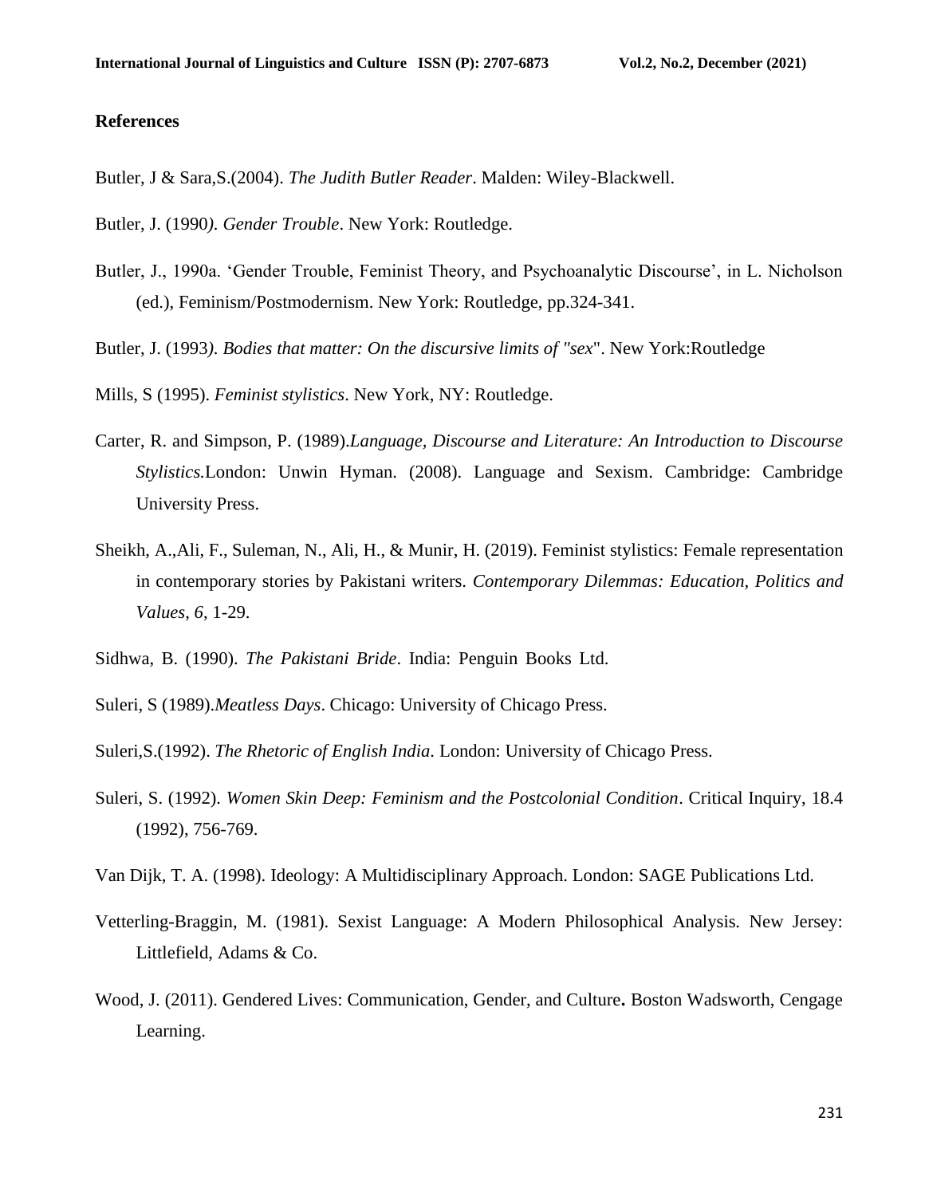## References

Butler, J & Sara,S.(2004). *The Judith Butler Reader*. Malden: Wiley-Blackwell.

Butler, J. (1990*). Gender Trouble*. New York: Routledge.

Butler, J., 1990a. 'Gender Trouble, Feminist Theory, and Psychoanalytic Discourse', in L. Nicholson (ed.), Feminism/Postmodernism. New York: Routledge, pp.324-341.

Butler, J. (1993*). Bodies that matter: On the discursive limits of "sex*". New York:Routledge

Mills, S (1995). *Feminist stylistics*. New York, NY: Routledge.

Carter, R. and Simpson, P. (1989).*Language, Discourse and Literature: An Introduction to Discourse Stylistics.*London: Unwin Hyman. (2008). Language and Sexism. Cambridge: Cambridge University Press.

Sheikh, A.,Ali, F., Suleman, N., Ali, H., & Munir, H. (2019). Feminist stylistics: Female representation in contemporary stories by Pakistani writers. *Contemporary Dilemmas: Education, Politics and Values*, *6*, 1-29.

Sidhwa, B. (1990). *The Pakistani Bride*. India: Penguin Books Ltd.

Suleri, S (1989).*Meatless Days*. Chicago: University of Chicago Press.

Suleri,S.(1992). *The Rhetoric of English India*. London: University of Chicago Press.

Suleri, S. (1992). *Women Skin Deep: Feminism and the Postcolonial Condition*. Critical Inquiry, 18.4 (1992), 756-769.

Van Dijk, T. A. (1998). Ideology: A Multidisciplinary Approach. London: SAGE Publications Ltd.

Vetterling-Braggin, M. (1981). Sexist Language: A Modern Philosophical Analysis. New Jersey: Littlefield, Adams & Co.

Wood, J. (2011). Gendered Lives: Communication, Gender, and Culture**.** Boston Wadsworth, Cengage Learning.